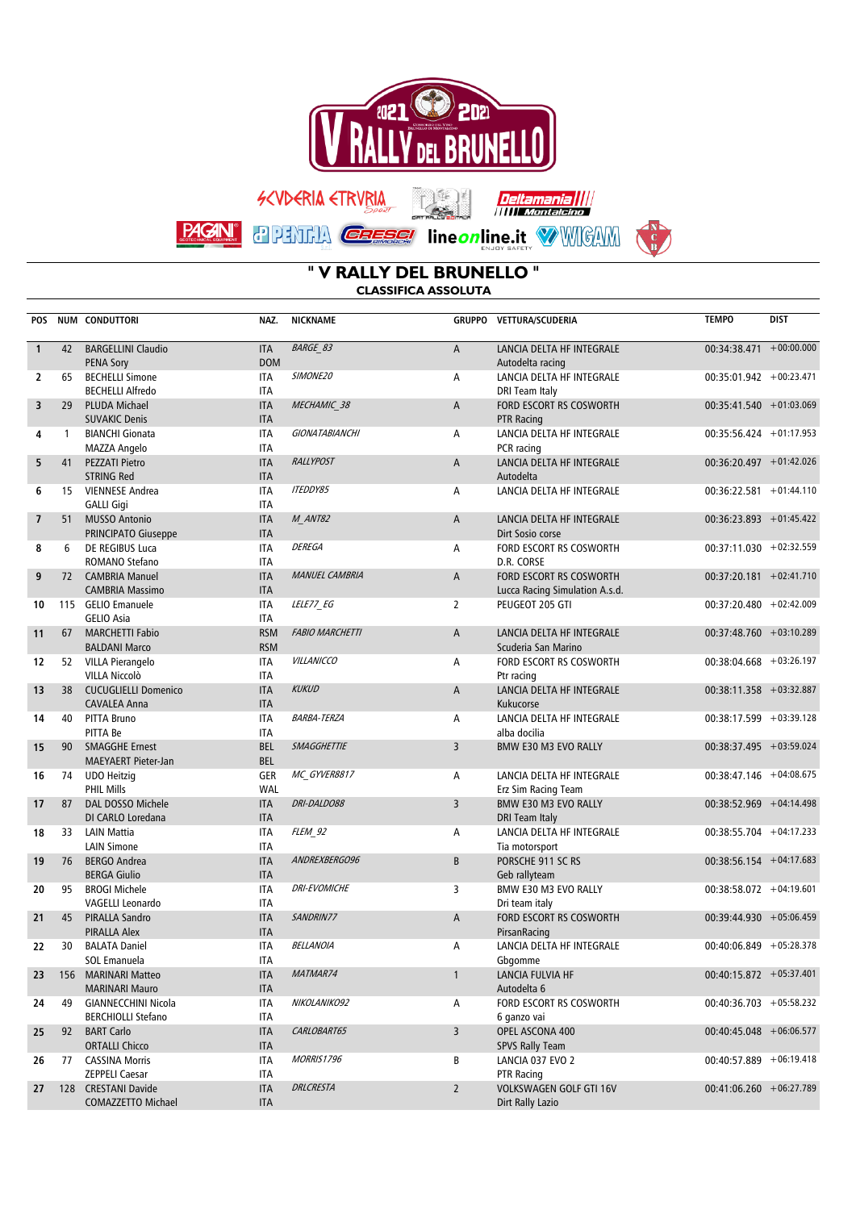# " V RALLY DEL BRUNELLO "

## CLASSIFICA ASSOLUTA

| POS | NUM | CONDUTTORI | NAZ. | NICKNAME | GRUPPO | VETTURA/SCUDERIA | TEMPO | DIST |
|---|---|---|---|---|---|---|---|---|
| 1 | 42 | BARGELLINI Claudio<br>PENA Sory | ITA<br>DOM | BARGE_83 | A | LANCIA DELTA HF INTEGRALE<br>Autodelta racing | 00:34:38.471 | +00:00.000 |
| 2 | 65 | BECHELLI Simone<br>BECHELLI Alfredo | ITA<br>ITA | SIMONE20 | A | LANCIA DELTA HF INTEGRALE<br>DRI Team Italy | 00:35:01.942 | +00:23.471 |
| 3 | 29 | PLUDA Michael<br>SUVAKIC Denis | ITA<br>ITA | MECHAMIC_38 | A | FORD ESCORT RS COSWORTH<br>PTR Racing | 00:35:41.540 | +01:03.069 |
| 4 | 1 | BIANCHI Gionata<br>MAZZA Angelo | ITA<br>ITA | GIONATABIANCHI | A | LANCIA DELTA HF INTEGRALE<br>PCR racing | 00:35:56.424 | +01:17.953 |
| 5 | 41 | PEZZATI Pietro<br>STRING Red | ITA<br>ITA | RALLYPOST | A | LANCIA DELTA HF INTEGRALE<br>Autodelta | 00:36:20.497 | +01:42.026 |
| 6 | 15 | VIENNESE Andrea<br>GALLI Gigi | ITA<br>ITA | ITEDDY85 | A | LANCIA DELTA HF INTEGRALE | 00:36:22.581 | +01:44.110 |
| 7 | 51 | MUSSO Antonio<br>PRINCIPATO Giuseppe | ITA<br>ITA | M_ANT82 | A | LANCIA DELTA HF INTEGRALE<br>Dirt Sosio corse | 00:36:23.893 | +01:45.422 |
| 8 | 6 | DE REGIBUS Luca<br>ROMANO Stefano | ITA<br>ITA | DEREGA | A | FORD ESCORT RS COSWORTH<br>D.R. CORSE | 00:37:11.030 | +02:32.559 |
| 9 | 72 | CAMBRIA Manuel<br>CAMBRIA Massimo | ITA<br>ITA | MANUEL CAMBRIA | A | FORD ESCORT RS COSWORTH<br>Lucca Racing Simulation A.s.d. | 00:37:20.181 | +02:41.710 |
| 10 | 115 | GELIO Emanuele<br>GELIO Asia | ITA<br>ITA | LELE77_EG | 2 | PEUGEOT 205 GTI | 00:37:20.480 | +02:42.009 |
| 11 | 67 | MARCHETTI Fabio<br>BALDANI Marco | RSM<br>RSM | FABIO MARCHETTI | A | LANCIA DELTA HF INTEGRALE<br>Scuderia San Marino | 00:37:48.760 | +03:10.289 |
| 12 | 52 | VILLA Pierangelo<br>VILLA Niccolò | ITA<br>ITA | VILLANICCO | A | FORD ESCORT RS COSWORTH<br>Ptr racing | 00:38:04.668 | +03:26.197 |
| 13 | 38 | CUCUGLIELLI Domenico<br>CAVALEA Anna | ITA<br>ITA | KUKUD | A | LANCIA DELTA HF INTEGRALE<br>Kukucorse | 00:38:11.358 | +03:32.887 |
| 14 | 40 | PITTA Bruno<br>PITTA Be | ITA<br>ITA | BARBA-TERZA | A | LANCIA DELTA HF INTEGRALE<br>alba docilia | 00:38:17.599 | +03:39.128 |
| 15 | 90 | SMAGGHE Ernest<br>MAEYAERT Pieter-Jan | BEL<br>BEL | SMAGGHETTIE | 3 | BMW E30 M3 EVO RALLY | 00:38:37.495 | +03:59.024 |
| 16 | 74 | UDO Heitzig<br>PHIL Mills | GER<br>WAL | MC_GYVER8817 | A | LANCIA DELTA HF INTEGRALE<br>Erz Sim Racing Team | 00:38:47.146 | +04:08.675 |
| 17 | 87 | DAL DOSSO Michele<br>DI CARLO Loredana | ITA<br>ITA | DRI-DALDO88 | 3 | BMW E30 M3 EVO RALLY<br>DRI Team Italy | 00:38:52.969 | +04:14.498 |
| 18 | 33 | LAIN Mattia<br>LAIN Simone | ITA<br>ITA | FLEM_92 | A | LANCIA DELTA HF INTEGRALE<br>Tia motorsport | 00:38:55.704 | +04:17.233 |
| 19 | 76 | BERGO Andrea<br>BERGA Giulio | ITA<br>ITA | ANDREXBERGO96 | B | PORSCHE 911 SC RS<br>Geb rallyteam | 00:38:56.154 | +04:17.683 |
| 20 | 95 | BROGI Michele<br>VAGELLI Leonardo | ITA<br>ITA | DRI-EVOMICHE | 3 | BMW E30 M3 EVO RALLY<br>Dri team italy | 00:38:58.072 | +04:19.601 |
| 21 | 45 | PIRALLA Sandro<br>PIRALLA Alex | ITA<br>ITA | SANDRIN77 | A | FORD ESCORT RS COSWORTH<br>PirsanRacing | 00:39:44.930 | +05:06.459 |
| 22 | 30 | BALATA Daniel<br>SOL Emanuela | ITA<br>ITA | BELLANOIA | A | LANCIA DELTA HF INTEGRALE<br>Gbgomme | 00:40:06.849 | +05:28.378 |
| 23 | 156 | MARINARI Matteo<br>MARINARI Mauro | ITA<br>ITA | MATMAR74 | 1 | LANCIA FULVIA HF<br>Autodelta 6 | 00:40:15.872 | +05:37.401 |
| 24 | 49 | GIANNECCHINI Nicola<br>BERCHIOLLI Stefano | ITA<br>ITA | NIKOLANIKO92 | A | FORD ESCORT RS COSWORTH<br>6 ganzo vai | 00:40:36.703 | +05:58.232 |
| 25 | 92 | BART Carlo<br>ORTALLI Chicco | ITA<br>ITA | CARLOBART65 | 3 | OPEL ASCONA 400<br>SPVS Rally Team | 00:40:45.048 | +06:06.577 |
| 26 | 77 | CASSINA Morris<br>ZEPPELI Caesar | ITA<br>ITA | MORRIS1796 | B | LANCIA 037 EVO 2<br>PTR Racing | 00:40:57.889 | +06:19.418 |
| 27 | 128 | CRESTANI Davide<br>COMAZZETTO Michael | ITA<br>ITA | DRLCRESTA | 2 | VOLKSWAGEN GOLF GTI 16V<br>Dirt Rally Lazio | 00:41:06.260 | +06:27.789 |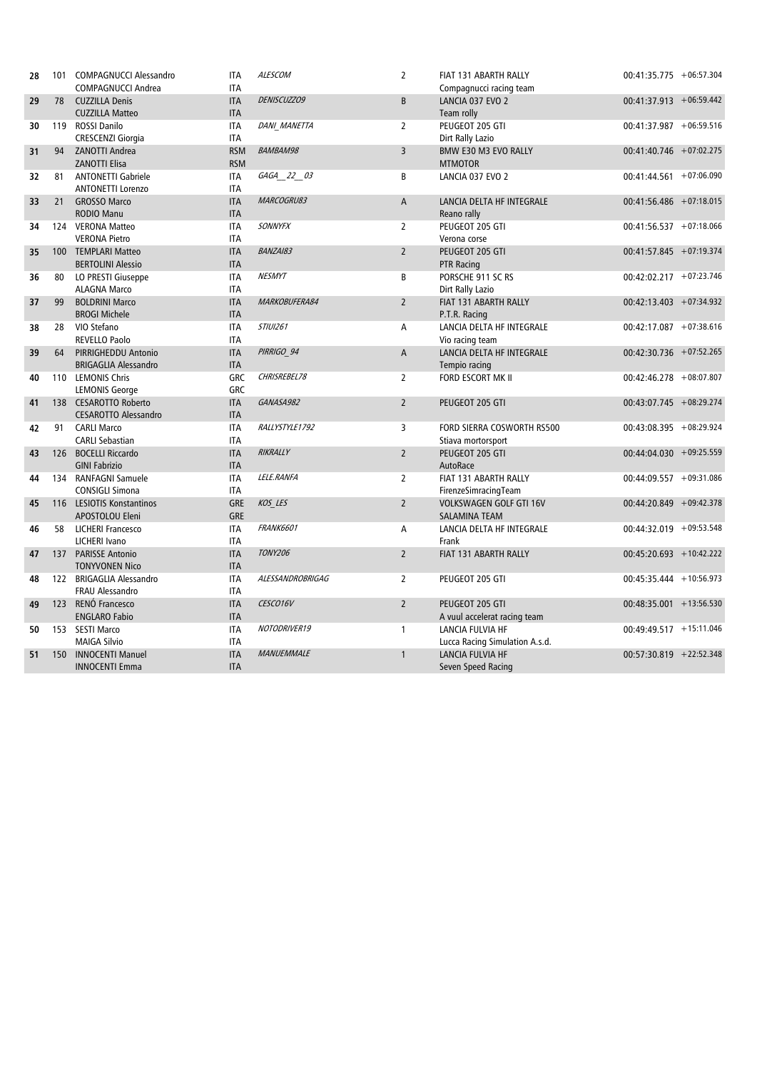| | | | | | | | | |
|---|---|---|---|---|---|---|---|---|
| 28 | 101 | COMPAGNUCCI Alessandro<br>COMPAGNUCCI Andrea | ITA<br>ITA | *ALESCOM* | 2 | FIAT 131 ABARTH RALLY<br>Compagnucci racing team | 00:41:35.775 | +06:57.304 |
| 29 | 78 | CUZZILLA Denis<br>CUZZILLA Matteo | ITA<br>ITA | *DENISCUZZO9* | B | LANCIA 037 EVO 2<br>Team rolly | 00:41:37.913 | +06:59.442 |
| 30 | 119 | ROSSI Danilo<br>CRESCENZI Giorgia | ITA<br>ITA | *DANI_MANETTA* | 2 | PEUGEOT 205 GTI<br>Dirt Rally Lazio | 00:41:37.987 | +06:59.516 |
| 31 | 94 | ZANOTTI Andrea<br>ZANOTTI Elisa | RSM<br>RSM | *BAMBAM98* | 3 | BMW E30 M3 EVO RALLY<br>MTMOTOR | 00:41:40.746 | +07:02.275 |
| 32 | 81 | ANTONETTI Gabriele<br>ANTONETTI Lorenzo | ITA<br>ITA | *GAGA__22__03* | B | LANCIA 037 EVO 2 | 00:41:44.561 | +07:06.090 |
| 33 | 21 | GROSSO Marco<br>RODIO Manu | ITA<br>ITA | *MARCOGRU83* | A | LANCIA DELTA HF INTEGRALE<br>Reano rally | 00:41:56.486 | +07:18.015 |
| 34 | 124 | VERONA Matteo<br>VERONA Pietro | ITA<br>ITA | *SONNYFX* | 2 | PEUGEOT 205 GTI<br>Verona corse | 00:41:56.537 | +07:18.066 |
| 35 | 100 | TEMPLARI Matteo<br>BERTOLINI Alessio | ITA<br>ITA | *BANZAI83* | 2 | PEUGEOT 205 GTI<br>PTR Racing | 00:41:57.845 | +07:19.374 |
| 36 | 80 | LO PRESTI Giuseppe<br>ALAGNA Marco | ITA<br>ITA | *NESMYT* | B | PORSCHE 911 SC RS<br>Dirt Rally Lazio | 00:42:02.217 | +07:23.746 |
| 37 | 99 | BOLDRINI Marco<br>BROGI Michele | ITA<br>ITA | *MARKOBUFERA84* | 2 | FIAT 131 ABARTH RALLY<br>P.T.R. Racing | 00:42:13.403 | +07:34.932 |
| 38 | 28 | VIO Stefano<br>REVELLO Paolo | ITA<br>ITA | *STIUI261* | A | LANCIA DELTA HF INTEGRALE<br>Vio racing team | 00:42:17.087 | +07:38.616 |
| 39 | 64 | PIRRIGHEDDU Antonio<br>BRIGAGLIA Alessandro | ITA<br>ITA | *PIRRIGO_94* | A | LANCIA DELTA HF INTEGRALE<br>Tempio racing | 00:42:30.736 | +07:52.265 |
| 40 | 110 | LEMONIS Chris<br>LEMONIS George | GRC<br>GRC | *CHRISREBEL78* | 2 | FORD ESCORT MK II | 00:42:46.278 | +08:07.807 |
| 41 | 138 | CESAROTTO Roberto<br>CESAROTTO Alessandro | ITA<br>ITA | *GANASA982* | 2 | PEUGEOT 205 GTI | 00:43:07.745 | +08:29.274 |
| 42 | 91 | CARLI Marco<br>CARLI Sebastian | ITA<br>ITA | *RALLYSTYLE1792* | 3 | FORD SIERRA COSWORTH RS500<br>Stiava mortorsport | 00:43:08.395 | +08:29.924 |
| 43 | 126 | BOCELLI Riccardo<br>GINI Fabrizio | ITA<br>ITA | *RIKRALLY* | 2 | PEUGEOT 205 GTI<br>AutoRace | 00:44:04.030 | +09:25.559 |
| 44 | 134 | RANFAGNI Samuele<br>CONSIGLI Simona | ITA<br>ITA | *LELE.RANFA* | 2 | FIAT 131 ABARTH RALLY<br>FirenzeSimracingTeam | 00:44:09.557 | +09:31.086 |
| 45 | 116 | LESIOTIS Konstantinos<br>APOSTOLOU Eleni | GRE<br>GRE | *KOS_LES* | 2 | VOLKSWAGEN GOLF GTI 16V<br>SALAMINA TEAM | 00:44:20.849 | +09:42.378 |
| 46 | 58 | LICHERI Francesco<br>LICHERI Ivano | ITA<br>ITA | *FRANK6601* | A | LANCIA DELTA HF INTEGRALE<br>Frank | 00:44:32.019 | +09:53.548 |
| 47 | 137 | PARISSE Antonio<br>TONYVONEN Nico | ITA<br>ITA | *TONY206* | 2 | FIAT 131 ABARTH RALLY | 00:45:20.693 | +10:42.222 |
| 48 | 122 | BRIGAGLIA Alessandro<br>FRAU Alessandro | ITA<br>ITA | *ALESSANDROBRIGAG* | 2 | PEUGEOT 205 GTI | 00:45:35.444 | +10:56.973 |
| 49 | 123 | RENÓ Francesco<br>ENGLARO Fabio | ITA<br>ITA | *CESCO16V* | 2 | PEUGEOT 205 GTI<br>A vuul accelerat racing team | 00:48:35.001 | +13:56.530 |
| 50 | 153 | SESTI Marco<br>MAIGA Silvio | ITA<br>ITA | *NOTODRIVER19* | 1 | LANCIA FULVIA HF<br>Lucca Racing Simulation A.s.d. | 00:49:49.517 | +15:11.046 |
| 51 | 150 | INNOCENTI Manuel<br>INNOCENTI Emma | ITA<br>ITA | *MANUEMMALE* | 1 | LANCIA FULVIA HF<br>Seven Speed Racing | 00:57:30.819 | +22:52.348 |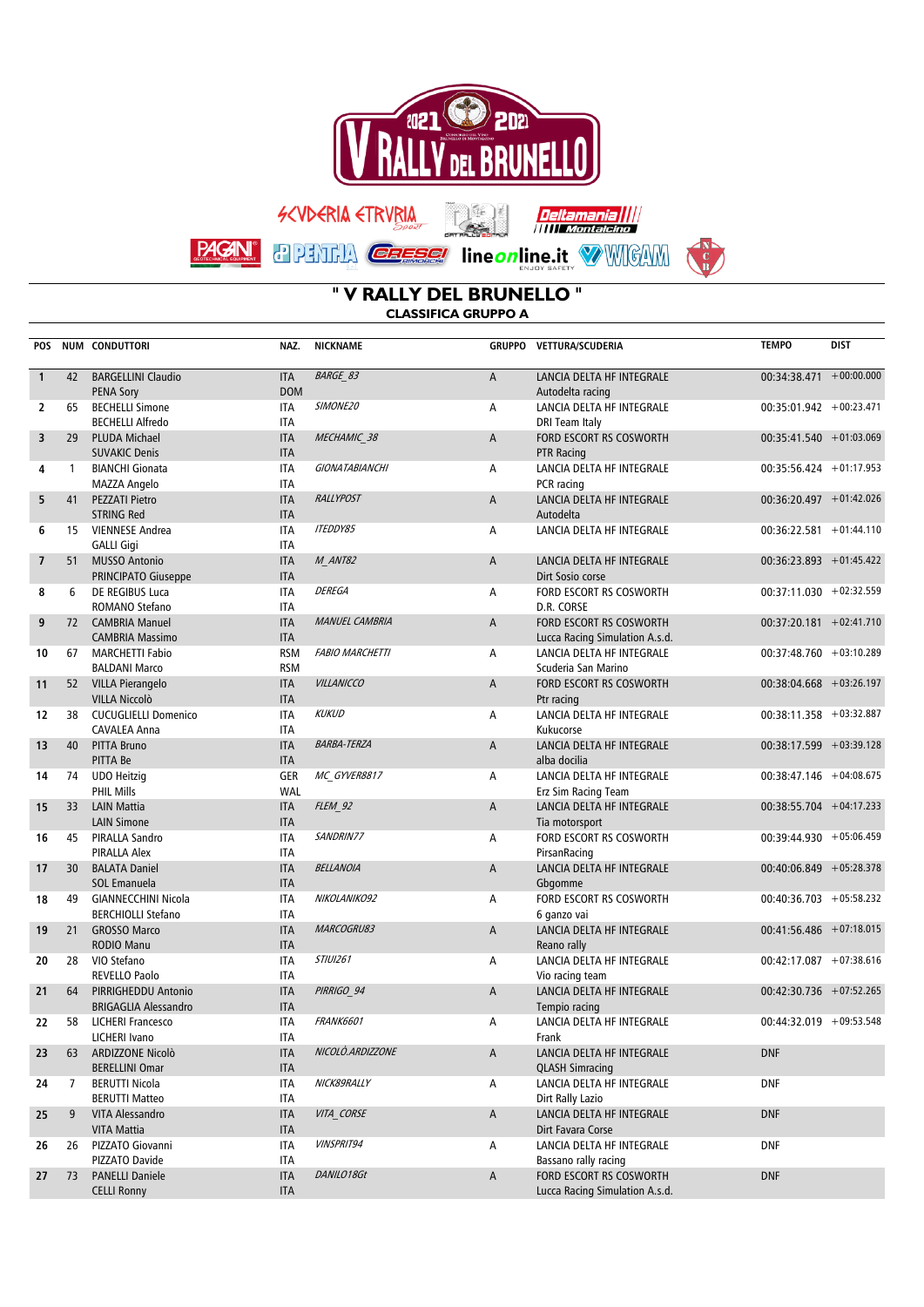# " V RALLY DEL BRUNELLO "

## CLASSIFICA GRUPPO A

| POS | NUM | CONDUTTORI | NAZ. | NICKNAME | GRUPPO | VETTURA/SCUDERIA | TEMPO | DIST |
|---|---|---|---|---|---|---|---|---|
| 1 | 42 | BARGELLINI Claudio<br>PENA Sory | ITA<br>DOM | BARGE_83 | A | LANCIA DELTA HF INTEGRALE<br>Autodelta racing | 00:34:38.471 | +00:00.000 |
| 2 | 65 | BECHELLI Simone<br>BECHELLI Alfredo | ITA<br>ITA | SIMONE20 | A | LANCIA DELTA HF INTEGRALE<br>DRI Team Italy | 00:35:01.942 | +00:23.471 |
| 3 | 29 | PLUDA Michael<br>SUVAKIC Denis | ITA<br>ITA | MECHAMIC_38 | A | FORD ESCORT RS COSWORTH<br>PTR Racing | 00:35:41.540 | +01:03.069 |
| 4 | 1 | BIANCHI Gionata<br>MAZZA Angelo | ITA<br>ITA | GIONATABIANCHI | A | LANCIA DELTA HF INTEGRALE<br>PCR racing | 00:35:56.424 | +01:17.953 |
| 5 | 41 | PEZZATI Pietro<br>STRING Red | ITA<br>ITA | RALLYPOST | A | LANCIA DELTA HF INTEGRALE<br>Autodelta | 00:36:20.497 | +01:42.026 |
| 6 | 15 | VIENNESE Andrea<br>GALLI Gigi | ITA<br>ITA | ITEDDY85 | A | LANCIA DELTA HF INTEGRALE | 00:36:22.581 | +01:44.110 |
| 7 | 51 | MUSSO Antonio<br>PRINCIPATO Giuseppe | ITA<br>ITA | M_ANT82 | A | LANCIA DELTA HF INTEGRALE<br>Dirt Sosio corse | 00:36:23.893 | +01:45.422 |
| 8 | 6 | DE REGIBUS Luca<br>ROMANO Stefano | ITA<br>ITA | DEREGA | A | FORD ESCORT RS COSWORTH<br>D.R. CORSE | 00:37:11.030 | +02:32.559 |
| 9 | 72 | CAMBRIA Manuel<br>CAMBRIA Massimo | ITA<br>ITA | MANUEL CAMBRIA | A | FORD ESCORT RS COSWORTH<br>Lucca Racing Simulation A.s.d. | 00:37:20.181 | +02:41.710 |
| 10 | 67 | MARCHETTI Fabio<br>BALDANI Marco | RSM<br>RSM | FABIO MARCHETTI | A | LANCIA DELTA HF INTEGRALE<br>Scuderia San Marino | 00:37:48.760 | +03:10.289 |
| 11 | 52 | VILLA Pierangelo<br>VILLA Niccolò | ITA<br>ITA | VILLANICCO | A | FORD ESCORT RS COSWORTH<br>Ptr racing | 00:38:04.668 | +03:26.197 |
| 12 | 38 | CUCUGLIELLI Domenico<br>CAVALEA Anna | ITA<br>ITA | KUKUD | A | LANCIA DELTA HF INTEGRALE<br>Kukucorse | 00:38:11.358 | +03:32.887 |
| 13 | 40 | PITTA Bruno<br>PITTA Be | ITA<br>ITA | BARBA-TERZA | A | LANCIA DELTA HF INTEGRALE<br>alba docilia | 00:38:17.599 | +03:39.128 |
| 14 | 74 | UDO Heitzig<br>PHIL Mills | GER<br>WAL | MC_GYVER8817 | A | LANCIA DELTA HF INTEGRALE<br>Erz Sim Racing Team | 00:38:47.146 | +04:08.675 |
| 15 | 33 | LAIN Mattia<br>LAIN Simone | ITA<br>ITA | FLEM_92 | A | LANCIA DELTA HF INTEGRALE<br>Tia motorsport | 00:38:55.704 | +04:17.233 |
| 16 | 45 | PIRALLA Sandro<br>PIRALLA Alex | ITA<br>ITA | SANDRIN77 | A | FORD ESCORT RS COSWORTH<br>PirsanRacing | 00:39:44.930 | +05:06.459 |
| 17 | 30 | BALATA Daniel<br>SOL Emanuela | ITA<br>ITA | BELLANOIA | A | LANCIA DELTA HF INTEGRALE<br>Gbgomme | 00:40:06.849 | +05:28.378 |
| 18 | 49 | GIANNECCHINI Nicola<br>BERCHIOLLI Stefano | ITA<br>ITA | NIKOLANIKO92 | A | FORD ESCORT RS COSWORTH<br>6 ganzo vai | 00:40:36.703 | +05:58.232 |
| 19 | 21 | GROSSO Marco<br>RODIO Manu | ITA<br>ITA | MARCOGRU83 | A | LANCIA DELTA HF INTEGRALE<br>Reano rally | 00:41:56.486 | +07:18.015 |
| 20 | 28 | VIO Stefano<br>REVELLO Paolo | ITA<br>ITA | STIUI261 | A | LANCIA DELTA HF INTEGRALE<br>Vio racing team | 00:42:17.087 | +07:38.616 |
| 21 | 64 | PIRRIGHEDDU Antonio<br>BRIGAGLIA Alessandro | ITA<br>ITA | PIRRIGO_94 | A | LANCIA DELTA HF INTEGRALE<br>Tempio racing | 00:42:30.736 | +07:52.265 |
| 22 | 58 | LICHERI Francesco<br>LICHERI Ivano | ITA<br>ITA | FRANK6601 | A | LANCIA DELTA HF INTEGRALE<br>Frank | 00:44:32.019 | +09:53.548 |
| 23 | 63 | ARDIZZONE Nicolò<br>BERELLINI Omar | ITA<br>ITA | NICOLÒ.ARDIZZONE | A | LANCIA DELTA HF INTEGRALE<br>QLASH Simracing | DNF | |
| 24 | 7 | BERUTTI Nicola<br>BERUTTI Matteo | ITA<br>ITA | NICK89RALLY | A | LANCIA DELTA HF INTEGRALE<br>Dirt Rally Lazio | DNF | |
| 25 | 9 | VITA Alessandro<br>VITA Mattia | ITA<br>ITA | VITA_CORSE | A | LANCIA DELTA HF INTEGRALE<br>Dirt Favara Corse | DNF | |
| 26 | 26 | PIZZATO Giovanni<br>PIZZATO Davide | ITA<br>ITA | VINSPRIT94 | A | LANCIA DELTA HF INTEGRALE<br>Bassano rally racing | DNF | |
| 27 | 73 | PANELLI Daniele<br>CELLI Ronny | ITA<br>ITA | DANILO18Gt | A | FORD ESCORT RS COSWORTH<br>Lucca Racing Simulation A.s.d. | DNF | |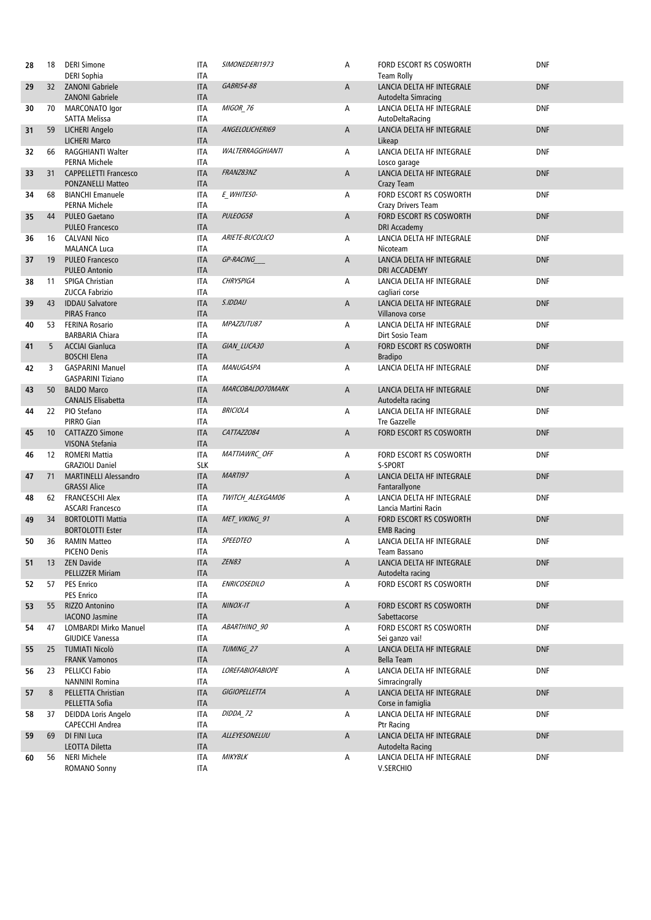| | | | | | | | |
|---|---|---|---|---|---|---|---|
| 28 | 18 | DERI Simone<br>DERI Sophia | ITA<br>ITA | *SIMONEDERI1973* | A | FORD ESCORT RS COSWORTH<br>Team Rolly | DNF |
| 29 | 32 | ZANONI Gabriele<br>ZANONI Gabriele | ITA<br>ITA | *GABRIS4-88* | A | LANCIA DELTA HF INTEGRALE<br>Autodelta Simracing | DNF |
| 30 | 70 | MARCONATO Igor<br>SATTA Melissa | ITA<br>ITA | *MIGOR_76* | A | LANCIA DELTA HF INTEGRALE<br>AutoDeltaRacing | DNF |
| 31 | 59 | LICHERI Angelo<br>LICHERI Marco | ITA<br>ITA | *ANGELOLICHERI69* | A | LANCIA DELTA HF INTEGRALE<br>Likeap | DNF |
| 32 | 66 | RAGGHIANTI Walter<br>PERNA Michele | ITA<br>ITA | *WALTERRAGGHIANTI* | A | LANCIA DELTA HF INTEGRALE<br>Losco garage | DNF |
| 33 | 31 | CAPPELLETTI Francesco<br>PONZANELLI Matteo | ITA<br>ITA | *FRANZ83NZ* | A | LANCIA DELTA HF INTEGRALE<br>Crazy Team | DNF |
| 34 | 68 | BIANCHI Emanuele<br>PERNA Michele | ITA<br>ITA | *E_WHITES0-* | A | FORD ESCORT RS COSWORTH<br>Crazy Drivers Team | DNF |
| 35 | 44 | PULEO Gaetano<br>PULEO Francesco | ITA<br>ITA | *PULEOG58* | A | FORD ESCORT RS COSWORTH<br>DRI Accademy | DNF |
| 36 | 16 | CALVANI Nico<br>MALANCA Luca | ITA<br>ITA | *ARIETE-BUCOLICO* | A | LANCIA DELTA HF INTEGRALE<br>Nicoteam | DNF |
| 37 | 19 | PULEO Francesco<br>PULEO Antonio | ITA<br>ITA | *GP-RACING___* | A | LANCIA DELTA HF INTEGRALE<br>DRI ACCADEMY | DNF |
| 38 | 11 | SPIGA Christian<br>ZUCCA Fabrizio | ITA<br>ITA | *CHRYSPIGA* | A | LANCIA DELTA HF INTEGRALE<br>cagliari corse | DNF |
| 39 | 43 | IDDAU Salvatore<br>PIRAS Franco | ITA<br>ITA | *S.IDDAU* | A | LANCIA DELTA HF INTEGRALE<br>Villanova corse | DNF |
| 40 | 53 | FERINA Rosario<br>BARBARIA Chiara | ITA<br>ITA | *MPAZZUTU87* | A | LANCIA DELTA HF INTEGRALE<br>Dirt Sosio Team | DNF |
| 41 | 5 | ACCIAI Gianluca<br>BOSCHI Elena | ITA<br>ITA | *GIAN_LUCA30* | A | FORD ESCORT RS COSWORTH<br>Bradipo | DNF |
| 42 | 3 | GASPARINI Manuel<br>GASPARINI Tiziano | ITA<br>ITA | *MANUGASPA* | A | LANCIA DELTA HF INTEGRALE | DNF |
| 43 | 50 | BALDO Marco<br>CANALIS Elisabetta | ITA<br>ITA | *MARCOBALDO70MARK* | A | LANCIA DELTA HF INTEGRALE<br>Autodelta racing | DNF |
| 44 | 22 | PIO Stefano<br>PIRRO Gian | ITA<br>ITA | *BRICIOLA* | A | LANCIA DELTA HF INTEGRALE<br>Tre Gazzelle | DNF |
| 45 | 10 | CATTAZZO Simone<br>VISONA Stefania | ITA<br>ITA | *CATTAZZO84* | A | FORD ESCORT RS COSWORTH | DNF |
| 46 | 12 | ROMERI Mattia<br>GRAZIOLI Daniel | ITA<br>SLK | *MATTIAWRC_OFF* | A | FORD ESCORT RS COSWORTH<br>S-SPORT | DNF |
| 47 | 71 | MARTINELLI Alessandro<br>GRASSI Alice | ITA<br>ITA | *MARTI97* | A | LANCIA DELTA HF INTEGRALE<br>Fantarallyone | DNF |
| 48 | 62 | FRANCESCHI Alex<br>ASCARI Francesco | ITA<br>ITA | *TWITCH_ALEXGAM06* | A | LANCIA DELTA HF INTEGRALE<br>Lancia Martini Racin | DNF |
| 49 | 34 | BORTOLOTTI Mattia<br>BORTOLOTTI Ester | ITA<br>ITA | *MET_VIKING_91* | A | FORD ESCORT RS COSWORTH<br>EMB Racing | DNF |
| 50 | 36 | RAMIN Matteo<br>PICENO Denis | ITA<br>ITA | *SPEEDTEO* | A | LANCIA DELTA HF INTEGRALE<br>Team Bassano | DNF |
| 51 | 13 | ZEN Davide<br>PELLIZZER Miriam | ITA<br>ITA | *ZEN83* | A | LANCIA DELTA HF INTEGRALE<br>Autodelta racing | DNF |
| 52 | 57 | PES Enrico<br>PES Enrico | ITA<br>ITA | *ENRICOSEDILO* | A | FORD ESCORT RS COSWORTH | DNF |
| 53 | 55 | RIZZO Antonino<br>IACONO Jasmine | ITA<br>ITA | *NINOX-IT* | A | FORD ESCORT RS COSWORTH<br>Sabettacorse | DNF |
| 54 | 47 | LOMBARDI Mirko Manuel<br>GIUDICE Vanessa | ITA<br>ITA | *ABARTHINO_90* | A | FORD ESCORT RS COSWORTH<br>Sei ganzo vai! | DNF |
| 55 | 25 | TUMIATI Nicolò<br>FRANK Vamonos | ITA<br>ITA | *TUMING_27* | A | LANCIA DELTA HF INTEGRALE<br>Bella Team | DNF |
| 56 | 23 | PELLICCI Fabio<br>NANNINI Romina | ITA<br>ITA | *LOREFABIOFABIOPE* | A | LANCIA DELTA HF INTEGRALE<br>Simracingrally | DNF |
| 57 | 8 | PELLETTA Christian<br>PELLETTA Sofia | ITA<br>ITA | *GIGIOPELLETTA* | A | LANCIA DELTA HF INTEGRALE<br>Corse in famiglia | DNF |
| 58 | 37 | DEIDDA Loris Angelo<br>CAPECCHI Andrea | ITA<br>ITA | *DIDDA_72* | A | LANCIA DELTA HF INTEGRALE<br>Ptr Racing | DNF |
| 59 | 69 | DI FINI Luca<br>LEOTTA Diletta | ITA<br>ITA | *ALLEYESONELUU* | A | LANCIA DELTA HF INTEGRALE<br>Autodelta Racing | DNF |
| 60 | 56 | NERI Michele<br>ROMANO Sonny | ITA<br>ITA | *MIKYBLK* | A | LANCIA DELTA HF INTEGRALE<br>V.SERCHIO | DNF |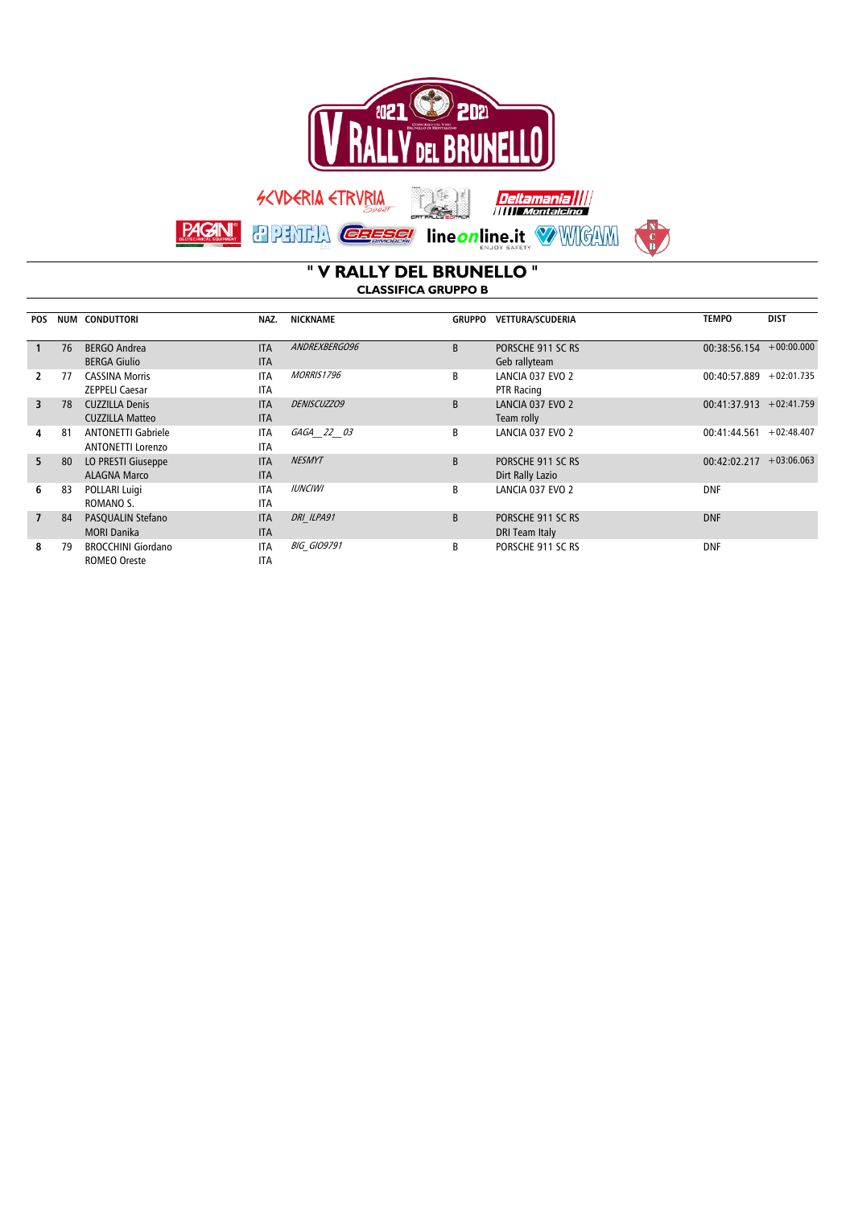# " V RALLY DEL BRUNELLO "

## CLASSIFICA GRUPPO B

| POS | NUM | CONDUTTORI | NAZ. | NICKNAME | GRUPPO | VETTURA/SCUDERIA | TEMPO | DIST |
|---|---|---|---|---|---|---|---|---|
| 1 | 76 | BERGO Andrea<br>BERGA Giulio | ITA<br>ITA | *ANDREXBERGO96* | B | PORSCHE 911 SC RS<br>Geb rallyteam | 00:38:56.154 | +00:00.000 |
| 2 | 77 | CASSINA Morris<br>ZEPPELI Caesar | ITA<br>ITA | *MORRIS1796* | B | LANCIA 037 EVO 2<br>PTR Racing | 00:40:57.889 | +02:01.735 |
| 3 | 78 | CUZZILLA Denis<br>CUZZILLA Matteo | ITA<br>ITA | *DENISCUZZO9* | B | LANCIA 037 EVO 2<br>Team rolly | 00:41:37.913 | +02:41.759 |
| 4 | 81 | ANTONETTI Gabriele<br>ANTONETTI Lorenzo | ITA<br>ITA | *GAGA_22_03* | B | LANCIA 037 EVO 2 | 00:41:44.561 | +02:48.407 |
| 5 | 80 | LO PRESTI Giuseppe<br>ALAGNA Marco | ITA<br>ITA | *NESMYT* | B | PORSCHE 911 SC RS<br>Dirt Rally Lazio | 00:42:02.217 | +03:06.063 |
| 6 | 83 | POLLARI Luigi<br>ROMANO S. | ITA<br>ITA | *IUNCIWI* | B | LANCIA 037 EVO 2 | DNF | |
| 7 | 84 | PASQUALIN Stefano<br>MORI Danika | ITA<br>ITA | *DRI_ILPA91* | B | PORSCHE 911 SC RS<br>DRI Team Italy | DNF | |
| 8 | 79 | BROCCHINI Giordano<br>ROMEO Oreste | ITA<br>ITA | *BIG_GIO9791* | B | PORSCHE 911 SC RS | DNF | |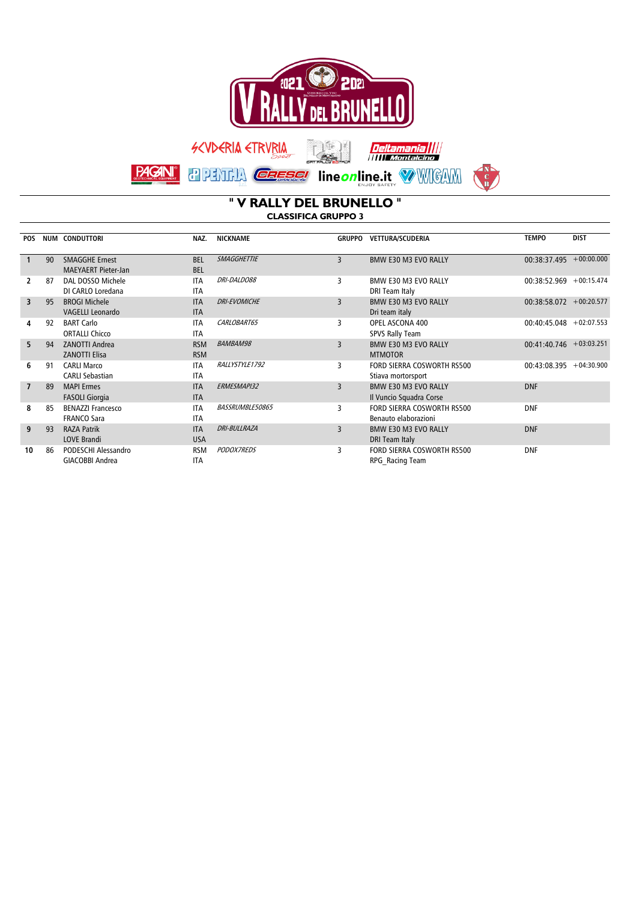# " V RALLY DEL BRUNELLO "

## CLASSIFICA GRUPPO 3

| POS | NUM | CONDUTTORI | NAZ. | NICKNAME | GRUPPO | VETTURA/SCUDERIA | TEMPO | DIST |
|---|---|---|---|---|---|---|---|---|
| 1 | 90 | SMAGGHE Ernest<br>MAEYAERT Pieter-Jan | BEL<br>BEL | *SMAGGHETTIE* | 3 | BMW E30 M3 EVO RALLY | 00:38:37.495 | +00:00.000 |
| 2 | 87 | DAL DOSSO Michele<br>DI CARLO Loredana | ITA<br>ITA | *DRI-DALDO88* | 3 | BMW E30 M3 EVO RALLY<br>DRI Team Italy | 00:38:52.969 | +00:15.474 |
| 3 | 95 | BROGI Michele<br>VAGELLI Leonardo | ITA<br>ITA | *DRI-EVOMICHE* | 3 | BMW E30 M3 EVO RALLY<br>Dri team italy | 00:38:58.072 | +00:20.577 |
| 4 | 92 | BART Carlo<br>ORTALLI Chicco | ITA<br>ITA | *CARLOBART65* | 3 | OPEL ASCONA 400<br>SPVS Rally Team | 00:40:45.048 | +02:07.553 |
| 5 | 94 | ZANOTTI Andrea<br>ZANOTTI Elisa | RSM<br>RSM | *BAMBAM98* | 3 | BMW E30 M3 EVO RALLY<br>MTMOTOR | 00:41:40.746 | +03:03.251 |
| 6 | 91 | CARLI Marco<br>CARLI Sebastian | ITA<br>ITA | *RALLYSTYLE1792* | 3 | FORD SIERRA COSWORTH RS500<br>Stiava mortorsport | 00:43:08.395 | +04:30.900 |
| 7 | 89 | MAPI Ermes<br>FASOLI Giorgia | ITA<br>ITA | *ERMESMAPI32* | 3 | BMW E30 M3 EVO RALLY<br>Il Vuncio Squadra Corse | DNF | |
| 8 | 85 | BENAZZI Francesco<br>FRANCO Sara | ITA<br>ITA | *BASSRUMBLE50865* | 3 | FORD SIERRA COSWORTH RS500<br>Benauto elaborazioni | DNF | |
| 9 | 93 | RAZA Patrik<br>LOVE Brandi | ITA<br>USA | *DRI-BULLRAZA* | 3 | BMW E30 M3 EVO RALLY<br>DRI Team Italy | DNF | |
| 10 | 86 | PODESCHI Alessandro<br>GIACOBBI Andrea | RSM<br>ITA | *PODOX7REDS* | 3 | FORD SIERRA COSWORTH RS500<br>RPG_Racing Team | DNF | |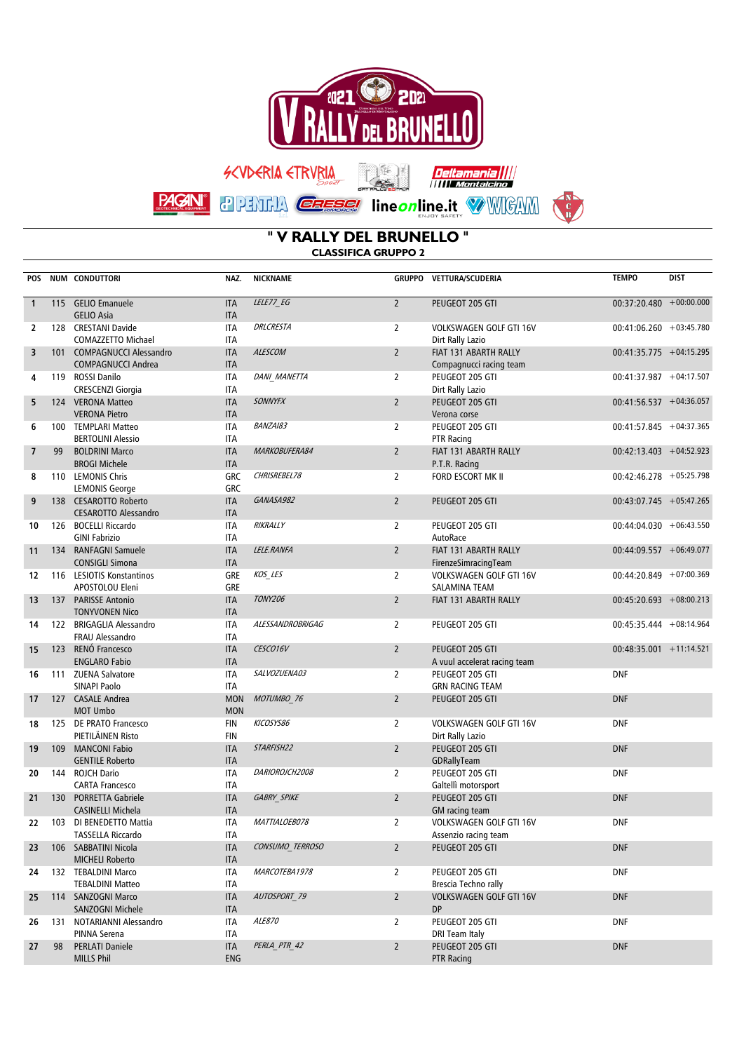# " V RALLY DEL BRUNELLO "

## CLASSIFICA GRUPPO 2

| POS | NUM | CONDUTTORI | NAZ. | NICKNAME | GRUPPO | VETTURA/SCUDERIA | TEMPO | DIST |
|---|---|---|---|---|---|---|---|---|
| 1 | 115 | GELIO Emanuele<br>GELIO Asia | ITA<br>ITA | *LELE77_EG* | 2 | PEUGEOT 205 GTI | 00:37:20.480 | +00:00.000 |
| 2 | 128 | CRESTANI Davide<br>COMAZZETTO Michael | ITA<br>ITA | *DRLCRESTA* | 2 | VOLKSWAGEN GOLF GTI 16V<br>Dirt Rally Lazio | 00:41:06.260 | +03:45.780 |
| 3 | 101 | COMPAGNUCCI Alessandro<br>COMPAGNUCCI Andrea | ITA<br>ITA | *ALESCOM* | 2 | FIAT 131 ABARTH RALLY<br>Compagnucci racing team | 00:41:35.775 | +04:15.295 |
| 4 | 119 | ROSSI Danilo<br>CRESCENZI Giorgia | ITA<br>ITA | *DANI_MANETTA* | 2 | PEUGEOT 205 GTI<br>Dirt Rally Lazio | 00:41:37.987 | +04:17.507 |
| 5 | 124 | VERONA Matteo<br>VERONA Pietro | ITA<br>ITA | *SONNYFX* | 2 | PEUGEOT 205 GTI<br>Verona corse | 00:41:56.537 | +04:36.057 |
| 6 | 100 | TEMPLARI Matteo<br>BERTOLINI Alessio | ITA<br>ITA | *BANZAI83* | 2 | PEUGEOT 205 GTI<br>PTR Racing | 00:41:57.845 | +04:37.365 |
| 7 | 99 | BOLDRINI Marco<br>BROGI Michele | ITA<br>ITA | *MARKOBUFERA84* | 2 | FIAT 131 ABARTH RALLY<br>P.T.R. Racing | 00:42:13.403 | +04:52.923 |
| 8 | 110 | LEMONIS Chris<br>LEMONIS George | GRC<br>GRC | *CHRISREBEL78* | 2 | FORD ESCORT MK II | 00:42:46.278 | +05:25.798 |
| 9 | 138 | CESAROTTO Roberto<br>CESAROTTO Alessandro | ITA<br>ITA | *GANASA982* | 2 | PEUGEOT 205 GTI | 00:43:07.745 | +05:47.265 |
| 10 | 126 | BOCELLI Riccardo<br>GINI Fabrizio | ITA<br>ITA | *RIKRALLY* | 2 | PEUGEOT 205 GTI<br>AutoRace | 00:44:04.030 | +06:43.550 |
| 11 | 134 | RANFAGNI Samuele<br>CONSIGLI Simona | ITA<br>ITA | *LELE.RANFA* | 2 | FIAT 131 ABARTH RALLY<br>FirenzeSimracingTeam | 00:44:09.557 | +06:49.077 |
| 12 | 116 | LESIOTIS Konstantinos<br>APOSTOLOU Eleni | GRE<br>GRE | *KOS_LES* | 2 | VOLKSWAGEN GOLF GTI 16V<br>SALAMINA TEAM | 00:44:20.849 | +07:00.369 |
| 13 | 137 | PARISSE Antonio<br>TONYVONEN Nico | ITA<br>ITA | *TONY206* | 2 | FIAT 131 ABARTH RALLY | 00:45:20.693 | +08:00.213 |
| 14 | 122 | BRIGAGLIA Alessandro<br>FRAU Alessandro | ITA<br>ITA | *ALESSANDROBRIGAG* | 2 | PEUGEOT 205 GTI | 00:45:35.444 | +08:14.964 |
| 15 | 123 | RENÓ Francesco<br>ENGLARO Fabio | ITA<br>ITA | *CESCO16V* | 2 | PEUGEOT 205 GTI<br>A vuul accelerat racing team | 00:48:35.001 | +11:14.521 |
| 16 | 111 | ZUENA Salvatore<br>SINAPI Paolo | ITA<br>ITA | *SALVOZUENA03* | 2 | PEUGEOT 205 GTI<br>GRN RACING TEAM | DNF | |
| 17 | 127 | CASALE Andrea<br>MOT Umbo | MON<br>MON | *MOTUMBO_76* | 2 | PEUGEOT 205 GTI | DNF | |
| 18 | 125 | DE PRATO Francesco<br>PIETILÄINEN Risto | FIN<br>FIN | *KICOSYS86* | 2 | VOLKSWAGEN GOLF GTI 16V<br>Dirt Rally Lazio | DNF | |
| 19 | 109 | MANCONI Fabio<br>GENTILE Roberto | ITA<br>ITA | *STARFISH22* | 2 | PEUGEOT 205 GTI<br>GDRallyTeam | DNF | |
| 20 | 144 | ROJCH Dario<br>CARTA Francesco | ITA<br>ITA | *DARIOROJCH2008* | 2 | PEUGEOT 205 GTI<br>Galtelli motorsport | DNF | |
| 21 | 130 | PORRETTA Gabriele<br>CASINELLI Michela | ITA<br>ITA | *GABRY_SPIKE* | 2 | PEUGEOT 205 GTI<br>GM racing team | DNF | |
| 22 | 103 | DI BENEDETTO Mattia<br>TASSELLA Riccardo | ITA<br>ITA | *MATTIALOEB078* | 2 | VOLKSWAGEN GOLF GTI 16V<br>Assenzio racing team | DNF | |
| 23 | 106 | SABBATINI Nicola<br>MICHELI Roberto | ITA<br>ITA | *CONSUMO_TERROSO* | 2 | PEUGEOT 205 GTI | DNF | |
| 24 | 132 | TEBALDINI Marco<br>TEBALDINI Matteo | ITA<br>ITA | *MARCOTEBA1978* | 2 | PEUGEOT 205 GTI<br>Brescia Techno rally | DNF | |
| 25 | 114 | SANZOGNI Marco<br>SANZOGNI Michele | ITA<br>ITA | *AUTOSPORT_79* | 2 | VOLKSWAGEN GOLF GTI 16V<br>DP | DNF | |
| 26 | 131 | NOTARIANNI Alessandro<br>PINNA Serena | ITA<br>ITA | *ALE870* | 2 | PEUGEOT 205 GTI<br>DRI Team Italy | DNF | |
| 27 | 98 | PERLATI Daniele<br>MILLS Phil | ITA<br>ENG | *PERLA_PTR_42* | 2 | PEUGEOT 205 GTI<br>PTR Racing | DNF | |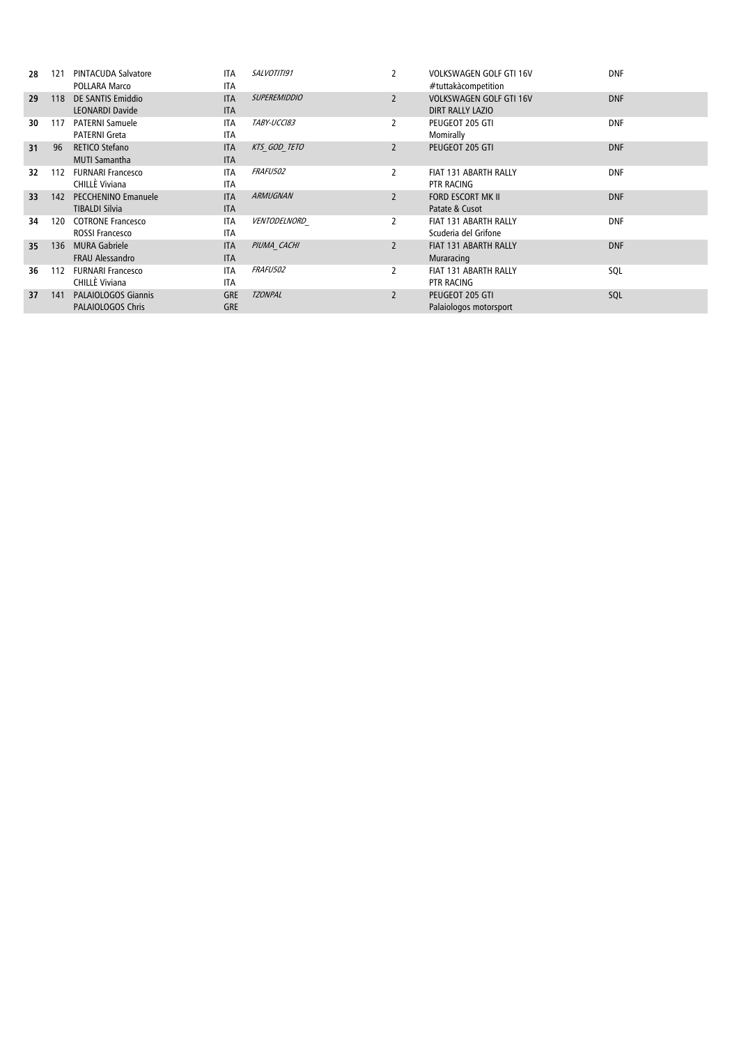| | | | | | | | |
|---|---|---|---|---|---|---|---|
| **28** | 121 | PINTACUDA Salvatore<br>POLLARA Marco | ITA<br>ITA | *SALVOTITI91* | 2 | VOLKSWAGEN GOLF GTI 16V<br>#tuttakàcompetition | DNF |
| **29** | 118 | DE SANTIS Emiddio<br>LEONARDI Davide | ITA<br>ITA | *SUPEREMIDDIO* | 2 | VOLKSWAGEN GOLF GTI 16V<br>DIRT RALLY LAZIO | DNF |
| **30** | 117 | PATERNI Samuele<br>PATERNI Greta | ITA<br>ITA | *TABY-UCCI83* | 2 | PEUGEOT 205 GTI<br>Momirally | DNF |
| **31** | 96 | RETICO Stefano<br>MUTI Samantha | ITA<br>ITA | *KTS_GOD_TETO* | 2 | PEUGEOT 205 GTI | DNF |
| **32** | 112 | FURNARI Francesco<br>CHILLÈ Viviana | ITA<br>ITA | *FRAFU502* | 2 | FIAT 131 ABARTH RALLY<br>PTR RACING | DNF |
| **33** | 142 | PECCHENINO Emanuele<br>TIBALDI Silvia | ITA<br>ITA | *ARMUGNAN* | 2 | FORD ESCORT MK II<br>Patate & Cusot | DNF |
| **34** | 120 | COTRONE Francesco<br>ROSSI Francesco | ITA<br>ITA | *VENTODELNORD_* | 2 | FIAT 131 ABARTH RALLY<br>Scuderia del Grifone | DNF |
| **35** | 136 | MURA Gabriele<br>FRAU Alessandro | ITA<br>ITA | *PIUMA_CACHI* | 2 | FIAT 131 ABARTH RALLY<br>Muraracing | DNF |
| **36** | 112 | FURNARI Francesco<br>CHILLÈ Viviana | ITA<br>ITA | *FRAFU502* | 2 | FIAT 131 ABARTH RALLY<br>PTR RACING | SQL |
| **37** | 141 | PALAIOLOGOS Giannis<br>PALAIOLOGOS Chris | GRE<br>GRE | *TZONPAL* | 2 | PEUGEOT 205 GTI<br>Palaiologos motorsport | SQL |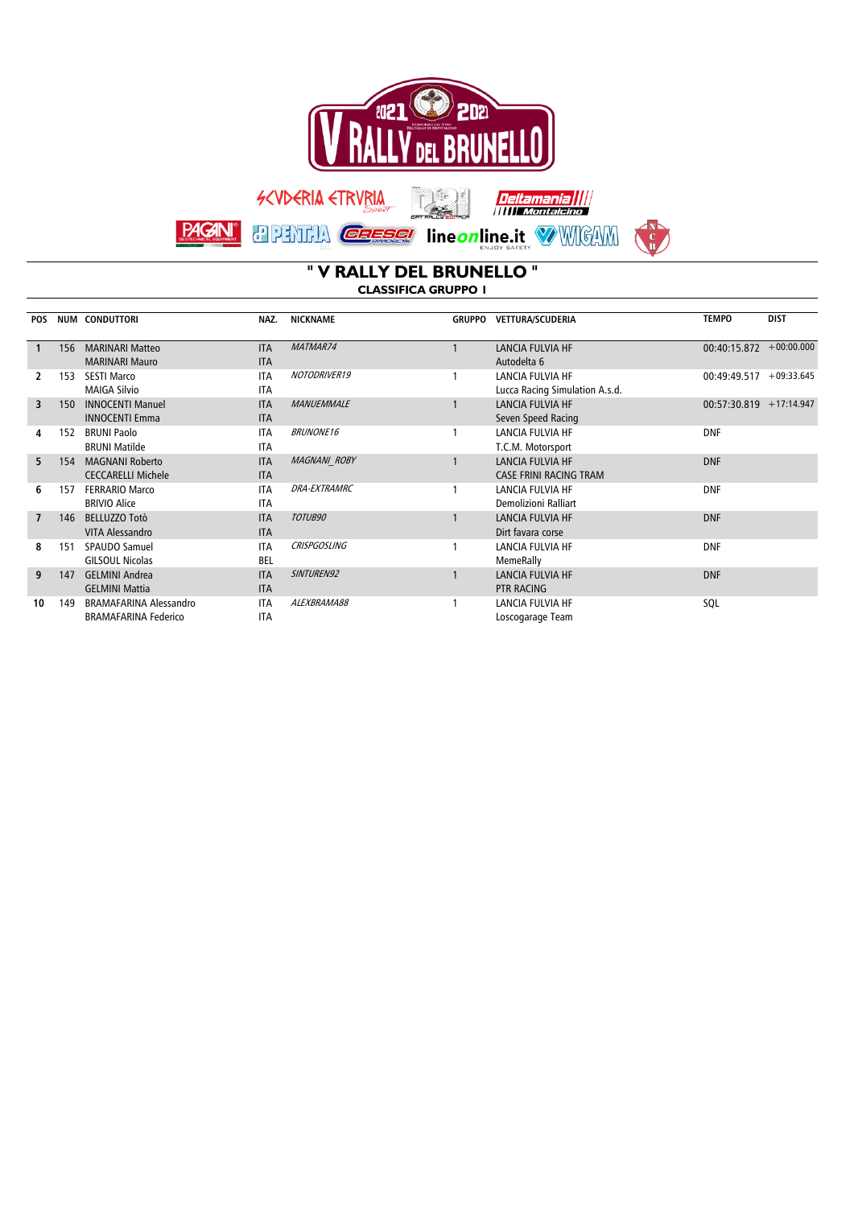# " V RALLY DEL BRUNELLO "

**CLASSIFICA GRUPPO 1**

| POS | NUM | CONDUTTORI | NAZ. | NICKNAME | GRUPPO | VETTURA/SCUDERIA | TEMPO | DIST |
|---|---|---|---|---|---|---|---|---|
| 1 | 156 | MARINARI Matteo<br>MARINARI Mauro | ITA<br>ITA | *MATMAR74* | 1 | LANCIA FULVIA HF<br>Autodelta 6 | 00:40:15.872 | +00:00.000 |
| 2 | 153 | SESTI Marco<br>MAIGA Silvio | ITA<br>ITA | *NOTODRIVER19* | 1 | LANCIA FULVIA HF<br>Lucca Racing Simulation A.s.d. | 00:49:49.517 | +09:33.645 |
| 3 | 150 | INNOCENTI Manuel<br>INNOCENTI Emma | ITA<br>ITA | *MANUEMMALE* | 1 | LANCIA FULVIA HF<br>Seven Speed Racing | 00:57:30.819 | +17:14.947 |
| 4 | 152 | BRUNI Paolo<br>BRUNI Matilde | ITA<br>ITA | *BRUNONE16* | 1 | LANCIA FULVIA HF<br>T.C.M. Motorsport | DNF | |
| 5 | 154 | MAGNANI Roberto<br>CECCARELLI Michele | ITA<br>ITA | *MAGNANI_ROBY* | 1 | LANCIA FULVIA HF<br>CASE FRINI RACING TRAM | DNF | |
| 6 | 157 | FERRARIO Marco<br>BRIVIO Alice | ITA<br>ITA | *DRA-EXTRAMRC* | 1 | LANCIA FULVIA HF<br>Demolizioni Ralliart | DNF | |
| 7 | 146 | BELLUZZO Totò<br>VITA Alessandro | ITA<br>ITA | *TOTUB90* | 1 | LANCIA FULVIA HF<br>Dirt favara corse | DNF | |
| 8 | 151 | SPAUDO Samuel<br>GILSOUL Nicolas | ITA<br>BEL | *CRISPGOSLING* | 1 | LANCIA FULVIA HF<br>MemeRally | DNF | |
| 9 | 147 | GELMINI Andrea<br>GELMINI Mattia | ITA<br>ITA | *SINTUREN92* | 1 | LANCIA FULVIA HF<br>PTR RACING | DNF | |
| 10 | 149 | BRAMAFARINA Alessandro<br>BRAMAFARINA Federico | ITA<br>ITA | *ALEXBRAMA88* | 1 | LANCIA FULVIA HF<br>Loscogarage Team | SQL | |